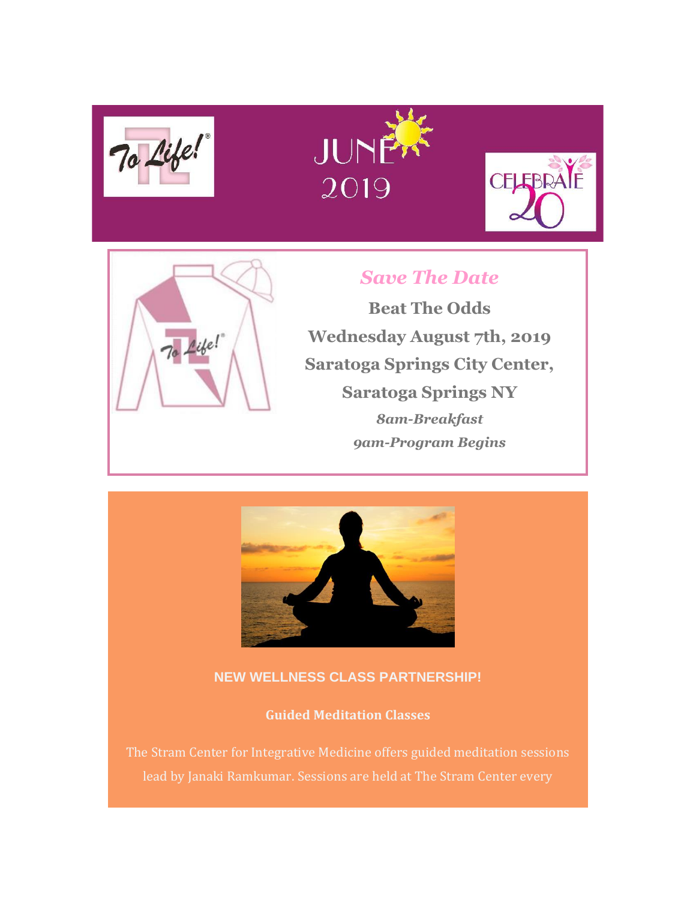JUNE 2019

## *Save The Date*

**Beat The Odds**

**Wednesday August 7th, 2019**

**Saratoga Springs City Center,**

**Saratoga Springs NY**

***8am-Breakfast***

***9am-Program Begins***

### NEW WELLNESS CLASS PARTNERSHIP!

**Guided Meditation Classes**

The Stram Center for Integrative Medicine offers guided meditation sessions lead by Janaki Ramkumar. Sessions are held at The Stram Center every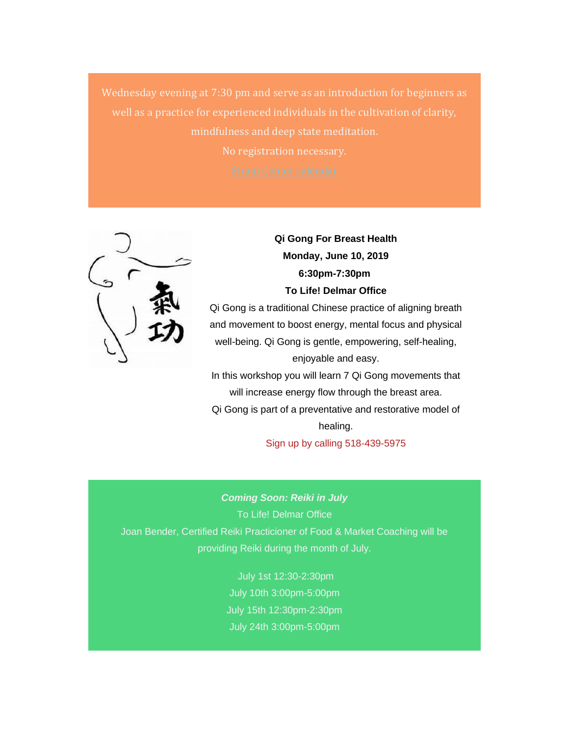Wednesday evening at 7:30 pm and serve as an introduction for beginners as well as a practice for experienced individuals in the cultivation of clarity, mindfulness and deep state meditation.

No registration necessary.

Stram Center calendar

**Qi Gong For Breast Health**
**Monday, June 10, 2019**
**6:30pm-7:30pm**
**To Life! Delmar Office**

Qi Gong is a traditional Chinese practice of aligning breath and movement to boost energy, mental focus and physical well-being. Qi Gong is gentle, empowering, self-healing, enjoyable and easy.

In this workshop you will learn 7 Qi Gong movements that will increase energy flow through the breast area.

Qi Gong is part of a preventative and restorative model of healing.

Sign up by calling 518-439-5975

***Coming Soon: Reiki in July***

To Life! Delmar Office

Joan Bender, Certified Reiki Practicioner of Food & Market Coaching will be providing Reiki during the month of July.

July 1st 12:30-2:30pm
July 10th 3:00pm-5:00pm
July 15th 12:30pm-2:30pm
July 24th 3:00pm-5:00pm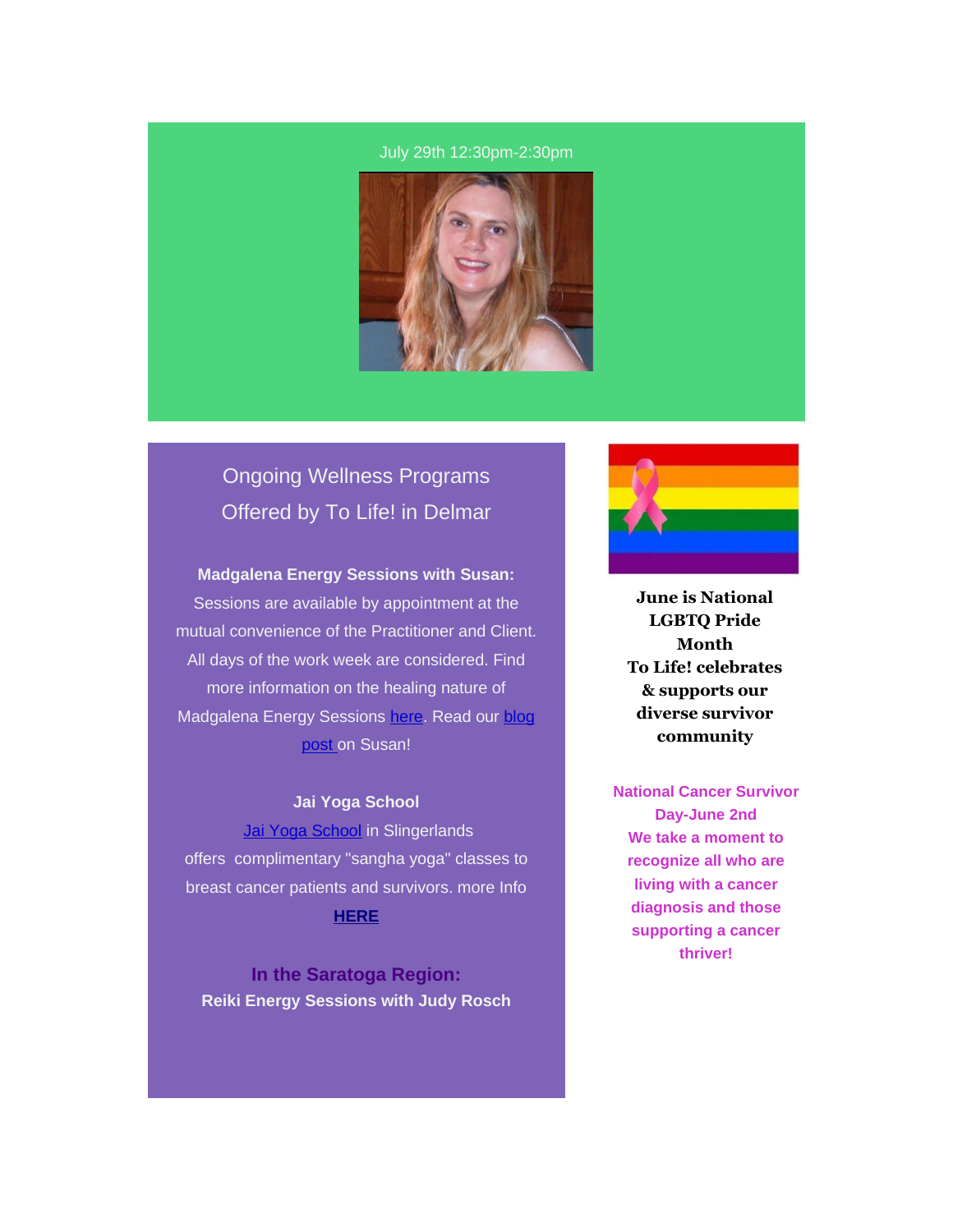July 29th 12:30pm-2:30pm

## Ongoing Wellness Programs Offered by To Life! in Delmar

**Madgalena Energy Sessions with Susan:**
Sessions are available by appointment at the mutual convenience of the Practitioner and Client. All days of the work week are considered. Find more information on the healing nature of Madgalena Energy Sessions here. Read our blog post on Susan!

**Jai Yoga School**
Jai Yoga School in Slingerlands offers complimentary "sangha yoga" classes to breast cancer patients and survivors. more Info **HERE**

**In the Saratoga Region:**
**Reiki Energy Sessions with Judy Rosch**

**June is National LGBTQ Pride Month**
**To Life! celebrates & supports our diverse survivor community**

**National Cancer Survivor Day-June 2nd**
**We take a moment to recognize all who are living with a cancer diagnosis and those supporting a cancer thriver!**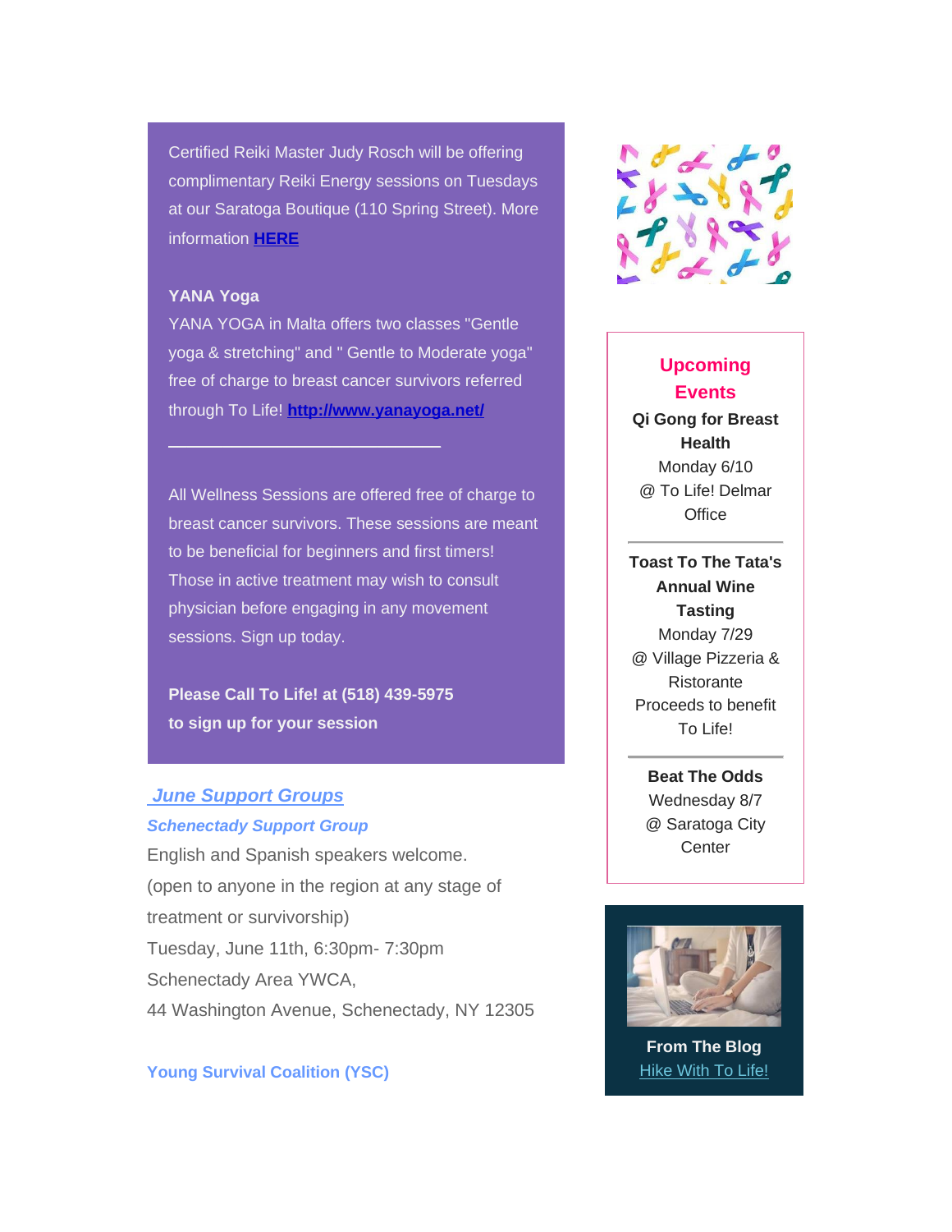Certified Reiki Master Judy Rosch will be offering complimentary Reiki Energy sessions on Tuesdays at our Saratoga Boutique (110 Spring Street). More information **HERE**

**YANA Yoga**

YANA YOGA in Malta offers two classes "Gentle yoga & stretching" and " Gentle to Moderate yoga" free of charge to breast cancer survivors referred through To Life! **http://www.yanayoga.net/**

---

All Wellness Sessions are offered free of charge to breast cancer survivors. These sessions are meant to be beneficial for beginners and first timers! Those in active treatment may wish to consult physician before engaging in any movement sessions. Sign up today.

**Please Call To Life! at (518) 439-5975 to sign up for your session**

## *June Support Groups*

***Schenectady Support Group***

English and Spanish speakers welcome.
(open to anyone in the region at any stage of treatment or survivorship)
Tuesday, June 11th, 6:30pm- 7:30pm
Schenectady Area YWCA,
44 Washington Avenue, Schenectady, NY 12305

**Young Survival Coalition (YSC)**

## Upcoming Events

**Qi Gong for Breast Health**
Monday 6/10
@ To Life! Delmar Office

---

**Toast To The Tata's Annual Wine Tasting**
Monday 7/29
@ Village Pizzeria & Ristorante
Proceeds to benefit To Life!

---

**Beat The Odds**
Wednesday 8/7
@ Saratoga City Center

**From The Blog**
Hike With To Life!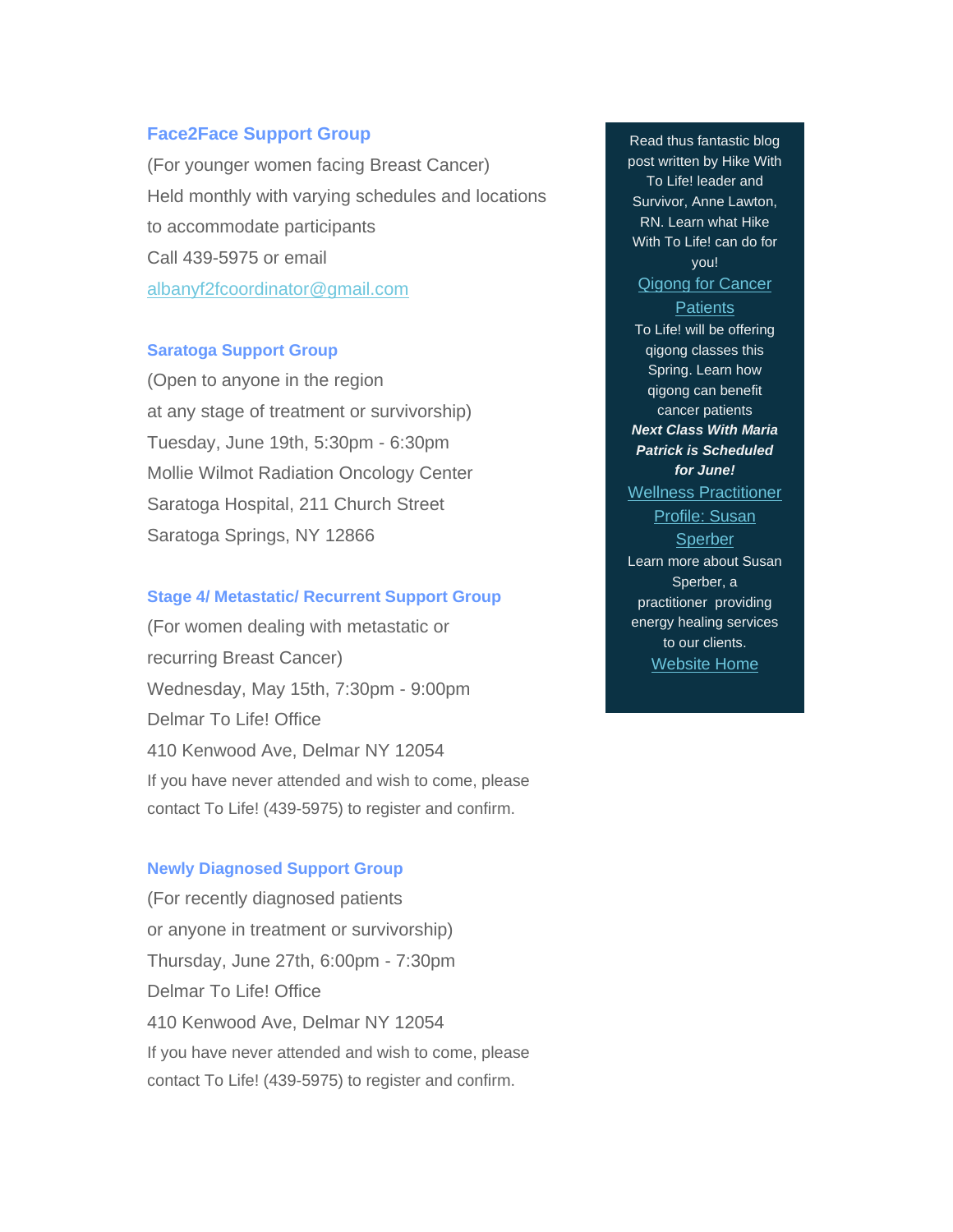### Face2Face Support Group

(For younger women facing Breast Cancer)
Held monthly with varying schedules and locations to accommodate participants
Call 439-5975 or email [albanyf2fcoordinator@gmail.com](mailto:albanyf2fcoordinator@gmail.com)

### Saratoga Support Group

(Open to anyone in the region
at any stage of treatment or survivorship)
Tuesday, June 19th, 5:30pm - 6:30pm
Mollie Wilmot Radiation Oncology Center
Saratoga Hospital, 211 Church Street
Saratoga Springs, NY 12866

### Stage 4/ Metastatic/ Recurrent Support Group

(For women dealing with metastatic or
recurring Breast Cancer)
Wednesday, May 15th, 7:30pm - 9:00pm
Delmar To Life! Office
410 Kenwood Ave, Delmar NY 12054
If you have never attended and wish to come, please contact To Life! (439-5975) to register and confirm.

### Newly Diagnosed Support Group

(For recently diagnosed patients
or anyone in treatment or survivorship)
Thursday, June 27th, 6:00pm - 7:30pm
Delmar To Life! Office
410 Kenwood Ave, Delmar NY 12054
If you have never attended and wish to come, please contact To Life! (439-5975) to register and confirm.

Read thus fantastic blog post written by Hike With To Life! leader and Survivor, Anne Lawton, RN. Learn what Hike With To Life! can do for you!

Qigong for Cancer Patients

To Life! will be offering qigong classes this Spring. Learn how qigong can benefit cancer patients

***Next Class With Maria Patrick is Scheduled for June!***

Wellness Practitioner Profile: Susan Sperber

Learn more about Susan Sperber, a practitioner providing energy healing services to our clients.

Website Home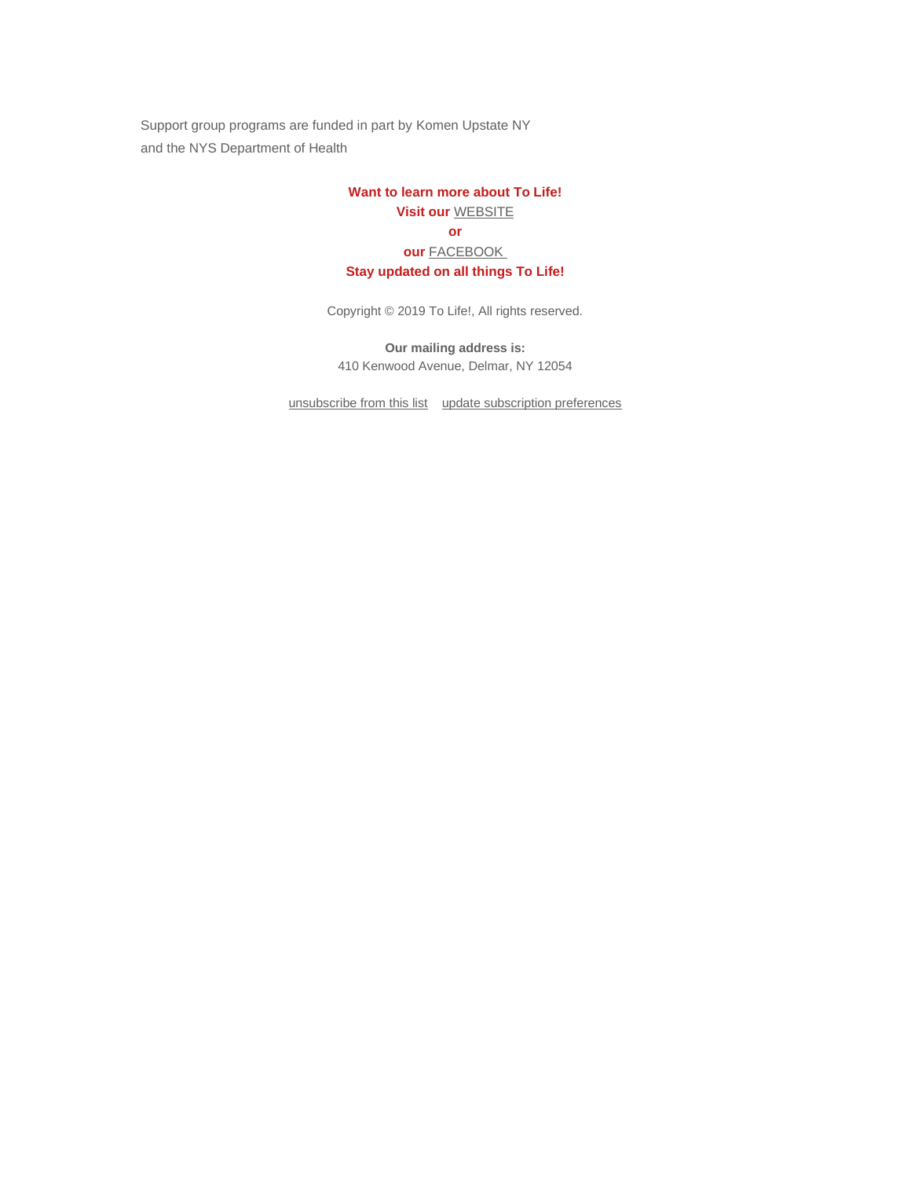Support group programs are funded in part by Komen Upstate NY
and the NYS Department of Health

**Want to learn more about To Life!**
**Visit our** WEBSITE
**or**
**our** FACEBOOK
**Stay updated on all things To Life!**

Copyright © 2019 To Life!, All rights reserved.

**Our mailing address is:**
410 Kenwood Avenue, Delmar, NY 12054

unsubscribe from this list    update subscription preferences